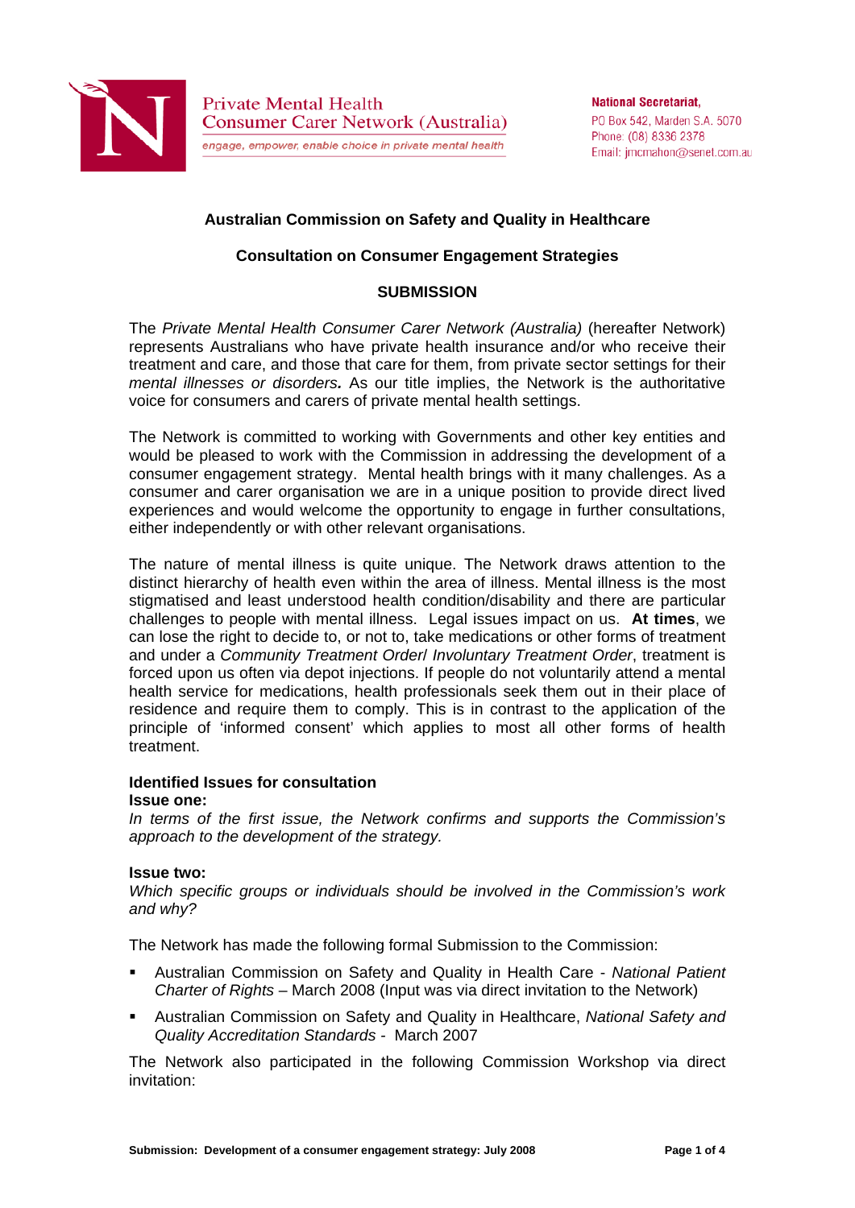Private Mental Health Consumer Carer Network (Australia)

*engage, empower, enable choice in private mental health*

**National Secretariat,**
PO Box 542, Marden S.A. 5070
Phone: (08) 8336 2378
Email: jmcmahon@senet.com.au

**Australian Commission on Safety and Quality in Healthcare**

**Consultation on Consumer Engagement Strategies**

**SUBMISSION**

The *Private Mental Health Consumer Carer Network (Australia)* (hereafter Network) represents Australians who have private health insurance and/or who receive their treatment and care, and those that care for them, from private sector settings for their *mental illnesses or disorders.* As our title implies, the Network is the authoritative voice for consumers and carers of private mental health settings.

The Network is committed to working with Governments and other key entities and would be pleased to work with the Commission in addressing the development of a consumer engagement strategy. Mental health brings with it many challenges. As a consumer and carer organisation we are in a unique position to provide direct lived experiences and would welcome the opportunity to engage in further consultations, either independently or with other relevant organisations.

The nature of mental illness is quite unique. The Network draws attention to the distinct hierarchy of health even within the area of illness. Mental illness is the most stigmatised and least understood health condition/disability and there are particular challenges to people with mental illness. Legal issues impact on us. **At times**, we can lose the right to decide to, or not to, take medications or other forms of treatment and under a *Community Treatment Order/ Involuntary Treatment Order*, treatment is forced upon us often via depot injections. If people do not voluntarily attend a mental health service for medications, health professionals seek them out in their place of residence and require them to comply. This is in contrast to the application of the principle of 'informed consent' which applies to most all other forms of health treatment.

**Identified Issues for consultation**

**Issue one:**

*In terms of the first issue, the Network confirms and supports the Commission's approach to the development of the strategy.*

**Issue two:**

*Which specific groups or individuals should be involved in the Commission's work and why?*

The Network has made the following formal Submission to the Commission:

- Australian Commission on Safety and Quality in Health Care - *National Patient Charter of Rights* – March 2008 (Input was via direct invitation to the Network)
- Australian Commission on Safety and Quality in Healthcare, *National Safety and Quality Accreditation Standards* - March 2007

The Network also participated in the following Commission Workshop via direct invitation: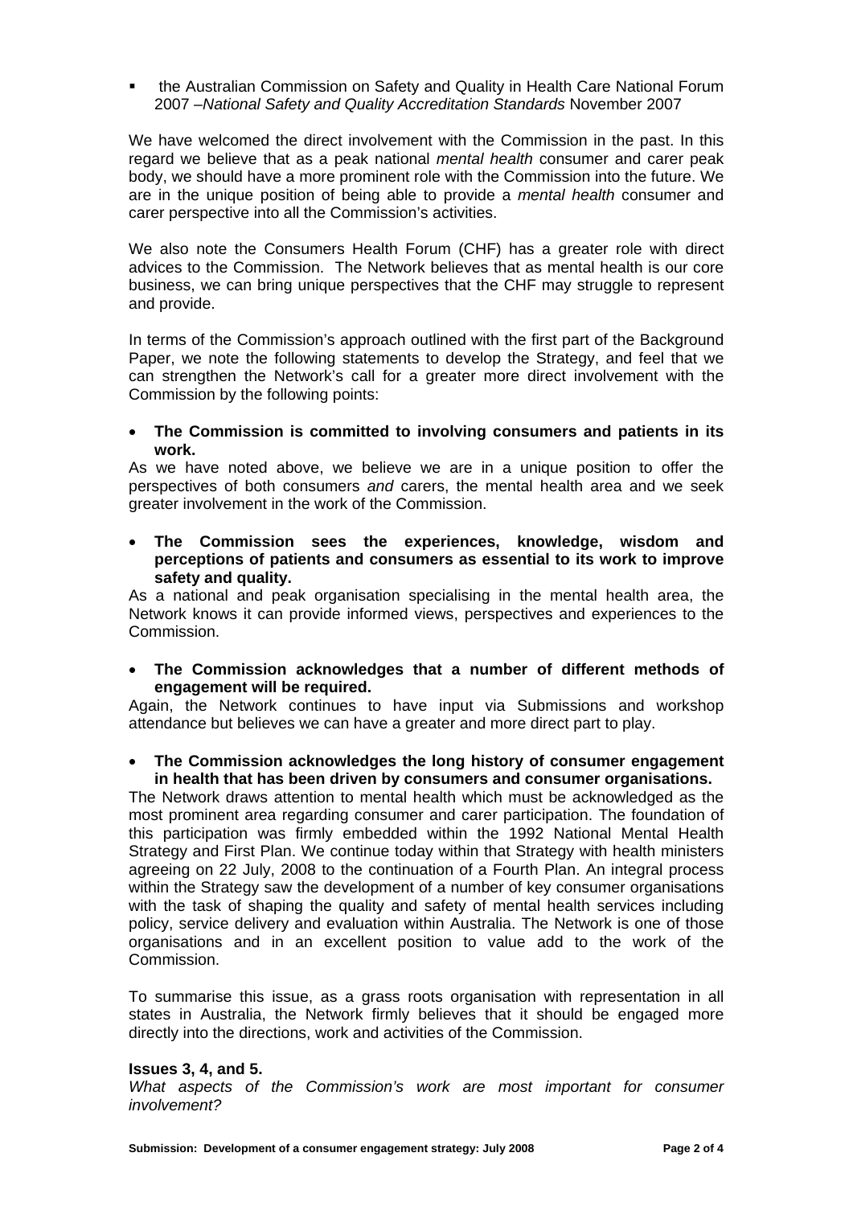- the Australian Commission on Safety and Quality in Health Care National Forum 2007 –*National Safety and Quality Accreditation Standards* November 2007

We have welcomed the direct involvement with the Commission in the past. In this regard we believe that as a peak national *mental health* consumer and carer peak body, we should have a more prominent role with the Commission into the future. We are in the unique position of being able to provide a *mental health* consumer and carer perspective into all the Commission's activities.

We also note the Consumers Health Forum (CHF) has a greater role with direct advices to the Commission. The Network believes that as mental health is our core business, we can bring unique perspectives that the CHF may struggle to represent and provide.

In terms of the Commission's approach outlined with the first part of the Background Paper, we note the following statements to develop the Strategy, and feel that we can strengthen the Network's call for a greater more direct involvement with the Commission by the following points:

- **The Commission is committed to involving consumers and patients in its work.**

As we have noted above, we believe we are in a unique position to offer the perspectives of both consumers *and* carers, the mental health area and we seek greater involvement in the work of the Commission.

- **The Commission sees the experiences, knowledge, wisdom and perceptions of patients and consumers as essential to its work to improve safety and quality.**

As a national and peak organisation specialising in the mental health area, the Network knows it can provide informed views, perspectives and experiences to the Commission.

- **The Commission acknowledges that a number of different methods of engagement will be required.**

Again, the Network continues to have input via Submissions and workshop attendance but believes we can have a greater and more direct part to play.

- **The Commission acknowledges the long history of consumer engagement in health that has been driven by consumers and consumer organisations.**

The Network draws attention to mental health which must be acknowledged as the most prominent area regarding consumer and carer participation. The foundation of this participation was firmly embedded within the 1992 National Mental Health Strategy and First Plan. We continue today within that Strategy with health ministers agreeing on 22 July, 2008 to the continuation of a Fourth Plan. An integral process within the Strategy saw the development of a number of key consumer organisations with the task of shaping the quality and safety of mental health services including policy, service delivery and evaluation within Australia. The Network is one of those organisations and in an excellent position to value add to the work of the Commission.

To summarise this issue, as a grass roots organisation with representation in all states in Australia, the Network firmly believes that it should be engaged more directly into the directions, work and activities of the Commission.

**Issues 3, 4, and 5.**

*What aspects of the Commission's work are most important for consumer involvement?*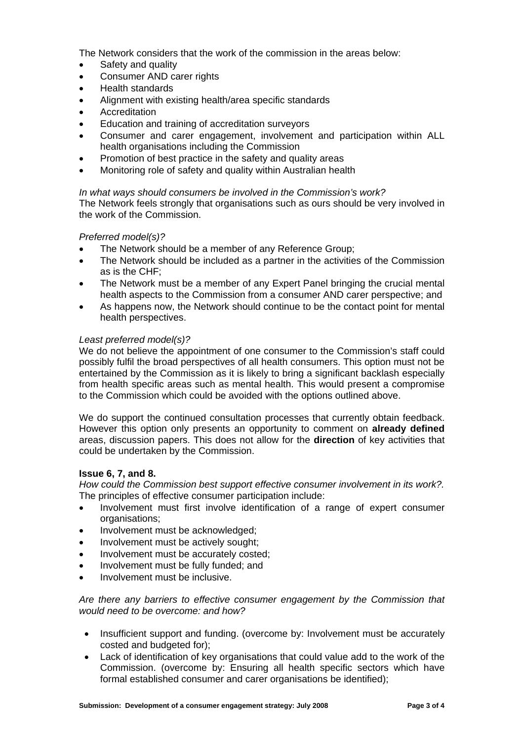The Network considers that the work of the commission in the areas below:

- Safety and quality
- Consumer AND carer rights
- Health standards
- Alignment with existing health/area specific standards
- Accreditation
- Education and training of accreditation surveyors
- Consumer and carer engagement, involvement and participation within ALL health organisations including the Commission
- Promotion of best practice in the safety and quality areas
- Monitoring role of safety and quality within Australian health

*In what ways should consumers be involved in the Commission's work?*
The Network feels strongly that organisations such as ours should be very involved in the work of the Commission.

*Preferred model(s)?*

- The Network should be a member of any Reference Group;
- The Network should be included as a partner in the activities of the Commission as is the CHF;
- The Network must be a member of any Expert Panel bringing the crucial mental health aspects to the Commission from a consumer AND carer perspective; and
- As happens now, the Network should continue to be the contact point for mental health perspectives.

*Least preferred model(s)?*
We do not believe the appointment of one consumer to the Commission's staff could possibly fulfil the broad perspectives of all health consumers. This option must not be entertained by the Commission as it is likely to bring a significant backlash especially from health specific areas such as mental health. This would present a compromise to the Commission which could be avoided with the options outlined above.

We do support the continued consultation processes that currently obtain feedback. However this option only presents an opportunity to comment on **already defined** areas, discussion papers. This does not allow for the **direction** of key activities that could be undertaken by the Commission.

**Issue 6, 7, and 8.**
*How could the Commission best support effective consumer involvement in its work?.*
The principles of effective consumer participation include:

- Involvement must first involve identification of a range of expert consumer organisations;
- Involvement must be acknowledged;
- Involvement must be actively sought;
- Involvement must be accurately costed;
- Involvement must be fully funded; and
- Involvement must be inclusive.

*Are there any barriers to effective consumer engagement by the Commission that would need to be overcome: and how?*

- Insufficient support and funding. (overcome by: Involvement must be accurately costed and budgeted for);
- Lack of identification of key organisations that could value add to the work of the Commission. (overcome by: Ensuring all health specific sectors which have formal established consumer and carer organisations be identified);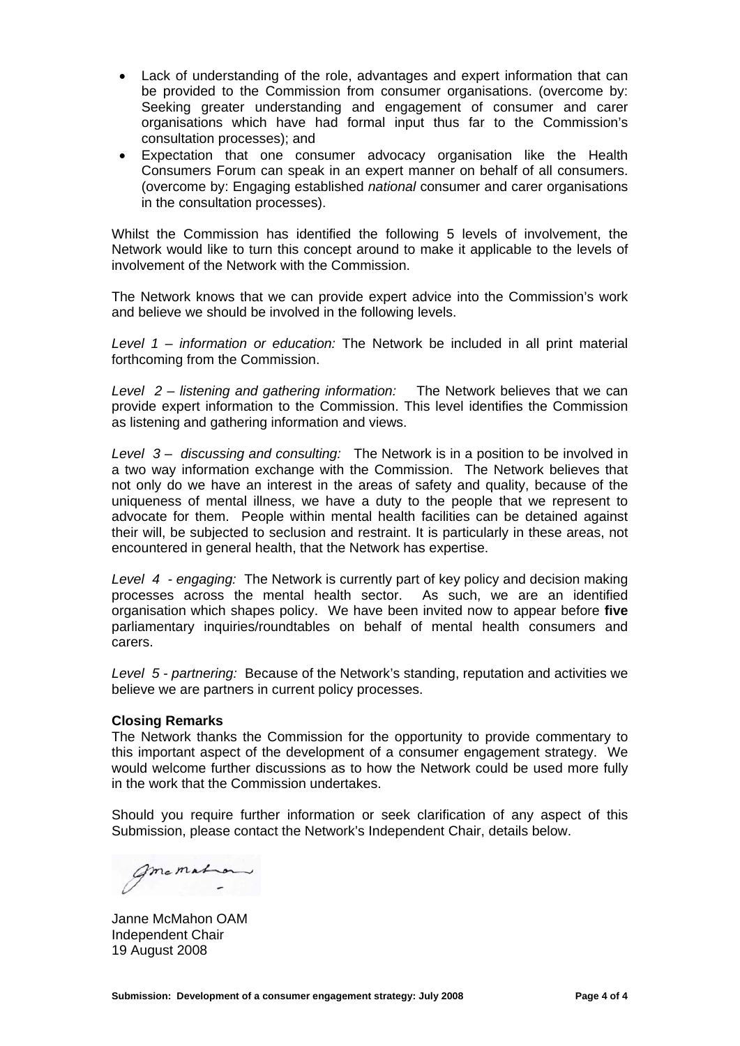- Lack of understanding of the role, advantages and expert information that can be provided to the Commission from consumer organisations. (overcome by: Seeking greater understanding and engagement of consumer and carer organisations which have had formal input thus far to the Commission's consultation processes); and
- Expectation that one consumer advocacy organisation like the Health Consumers Forum can speak in an expert manner on behalf of all consumers. (overcome by: Engaging established *national* consumer and carer organisations in the consultation processes).

Whilst the Commission has identified the following 5 levels of involvement, the Network would like to turn this concept around to make it applicable to the levels of involvement of the Network with the Commission.

The Network knows that we can provide expert advice into the Commission's work and believe we should be involved in the following levels.

*Level 1 – information or education:* The Network be included in all print material forthcoming from the Commission.

*Level 2 – listening and gathering information:* The Network believes that we can provide expert information to the Commission. This level identifies the Commission as listening and gathering information and views.

*Level 3 – discussing and consulting:* The Network is in a position to be involved in a two way information exchange with the Commission. The Network believes that not only do we have an interest in the areas of safety and quality, because of the uniqueness of mental illness, we have a duty to the people that we represent to advocate for them. People within mental health facilities can be detained against their will, be subjected to seclusion and restraint. It is particularly in these areas, not encountered in general health, that the Network has expertise.

*Level 4 - engaging:* The Network is currently part of key policy and decision making processes across the mental health sector. As such, we are an identified organisation which shapes policy. We have been invited now to appear before **five** parliamentary inquiries/roundtables on behalf of mental health consumers and carers.

*Level 5 - partnering:* Because of the Network's standing, reputation and activities we believe we are partners in current policy processes.

**Closing Remarks**

The Network thanks the Commission for the opportunity to provide commentary to this important aspect of the development of a consumer engagement strategy. We would welcome further discussions as to how the Network could be used more fully in the work that the Commission undertakes.

Should you require further information or seek clarification of any aspect of this Submission, please contact the Network's Independent Chair, details below.

Janne McMahon OAM
Independent Chair
19 August 2008